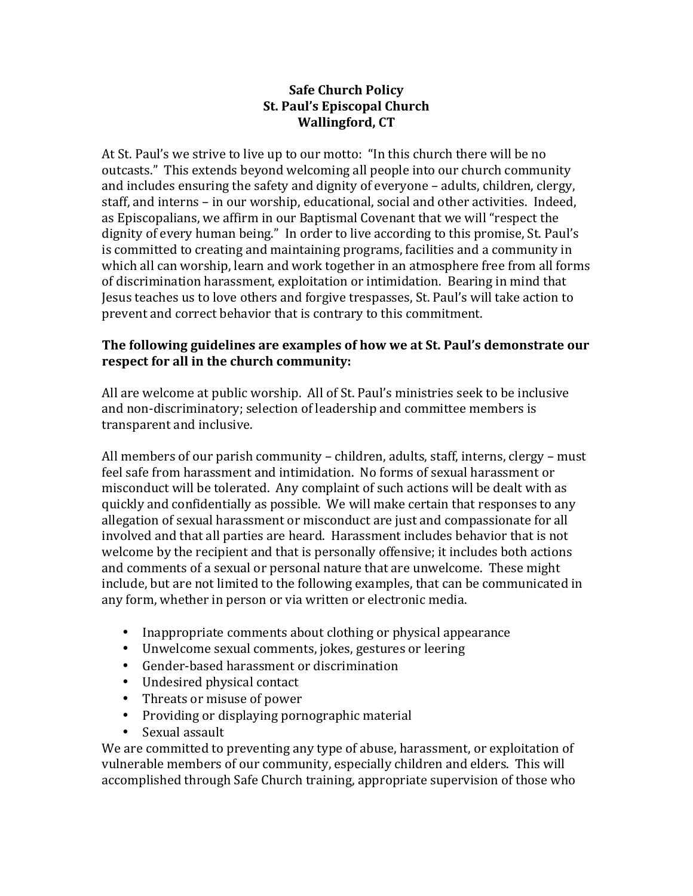**Safe Church Policy**
**St. Paul's Episcopal Church**
**Wallingford, CT**

At St. Paul's we strive to live up to our motto: "In this church there will be no outcasts." This extends beyond welcoming all people into our church community and includes ensuring the safety and dignity of everyone – adults, children, clergy, staff, and interns – in our worship, educational, social and other activities. Indeed, as Episcopalians, we affirm in our Baptismal Covenant that we will "respect the dignity of every human being." In order to live according to this promise, St. Paul's is committed to creating and maintaining programs, facilities and a community in which all can worship, learn and work together in an atmosphere free from all forms of discrimination harassment, exploitation or intimidation. Bearing in mind that Jesus teaches us to love others and forgive trespasses, St. Paul's will take action to prevent and correct behavior that is contrary to this commitment.

**The following guidelines are examples of how we at St. Paul's demonstrate our respect for all in the church community:**

All are welcome at public worship. All of St. Paul's ministries seek to be inclusive and non-discriminatory; selection of leadership and committee members is transparent and inclusive.

All members of our parish community – children, adults, staff, interns, clergy – must feel safe from harassment and intimidation. No forms of sexual harassment or misconduct will be tolerated. Any complaint of such actions will be dealt with as quickly and confidentially as possible. We will make certain that responses to any allegation of sexual harassment or misconduct are just and compassionate for all involved and that all parties are heard. Harassment includes behavior that is not welcome by the recipient and that is personally offensive; it includes both actions and comments of a sexual or personal nature that are unwelcome. These might include, but are not limited to the following examples, that can be communicated in any form, whether in person or via written or electronic media.

- Inappropriate comments about clothing or physical appearance
- Unwelcome sexual comments, jokes, gestures or leering
- Gender-based harassment or discrimination
- Undesired physical contact
- Threats or misuse of power
- Providing or displaying pornographic material
- Sexual assault

We are committed to preventing any type of abuse, harassment, or exploitation of vulnerable members of our community, especially children and elders. This will accomplished through Safe Church training, appropriate supervision of those who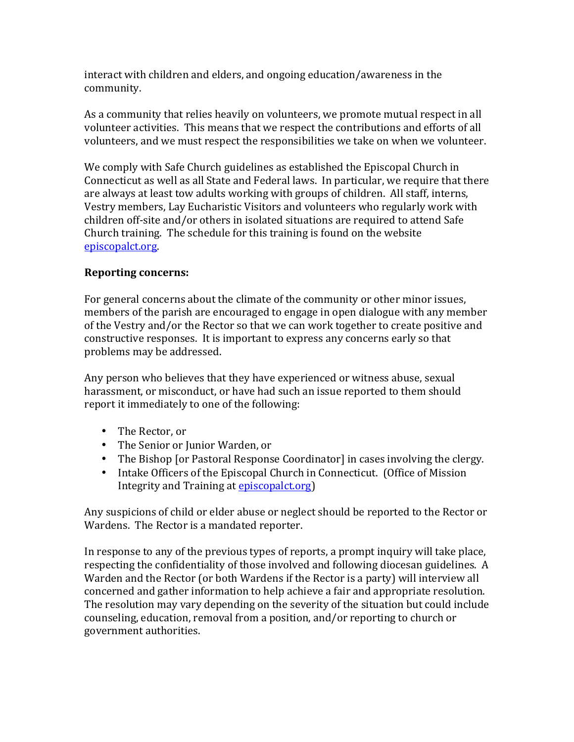interact with children and elders, and ongoing education/awareness in the community.

As a community that relies heavily on volunteers, we promote mutual respect in all volunteer activities. This means that we respect the contributions and efforts of all volunteers, and we must respect the responsibilities we take on when we volunteer.

We comply with Safe Church guidelines as established the Episcopal Church in Connecticut as well as all State and Federal laws. In particular, we require that there are always at least tow adults working with groups of children. All staff, interns, Vestry members, Lay Eucharistic Visitors and volunteers who regularly work with children off-site and/or others in isolated situations are required to attend Safe Church training. The schedule for this training is found on the website [episcopalct.org](episcopalct.org).

**Reporting concerns:**

For general concerns about the climate of the community or other minor issues, members of the parish are encouraged to engage in open dialogue with any member of the Vestry and/or the Rector so that we can work together to create positive and constructive responses. It is important to express any concerns early so that problems may be addressed.

Any person who believes that they have experienced or witness abuse, sexual harassment, or misconduct, or have had such an issue reported to them should report it immediately to one of the following:

- The Rector, or
- The Senior or Junior Warden, or
- The Bishop [or Pastoral Response Coordinator] in cases involving the clergy.
- Intake Officers of the Episcopal Church in Connecticut. (Office of Mission Integrity and Training at [episcopalct.org](episcopalct.org))

Any suspicions of child or elder abuse or neglect should be reported to the Rector or Wardens. The Rector is a mandated reporter.

In response to any of the previous types of reports, a prompt inquiry will take place, respecting the confidentiality of those involved and following diocesan guidelines. A Warden and the Rector (or both Wardens if the Rector is a party) will interview all concerned and gather information to help achieve a fair and appropriate resolution. The resolution may vary depending on the severity of the situation but could include counseling, education, removal from a position, and/or reporting to church or government authorities.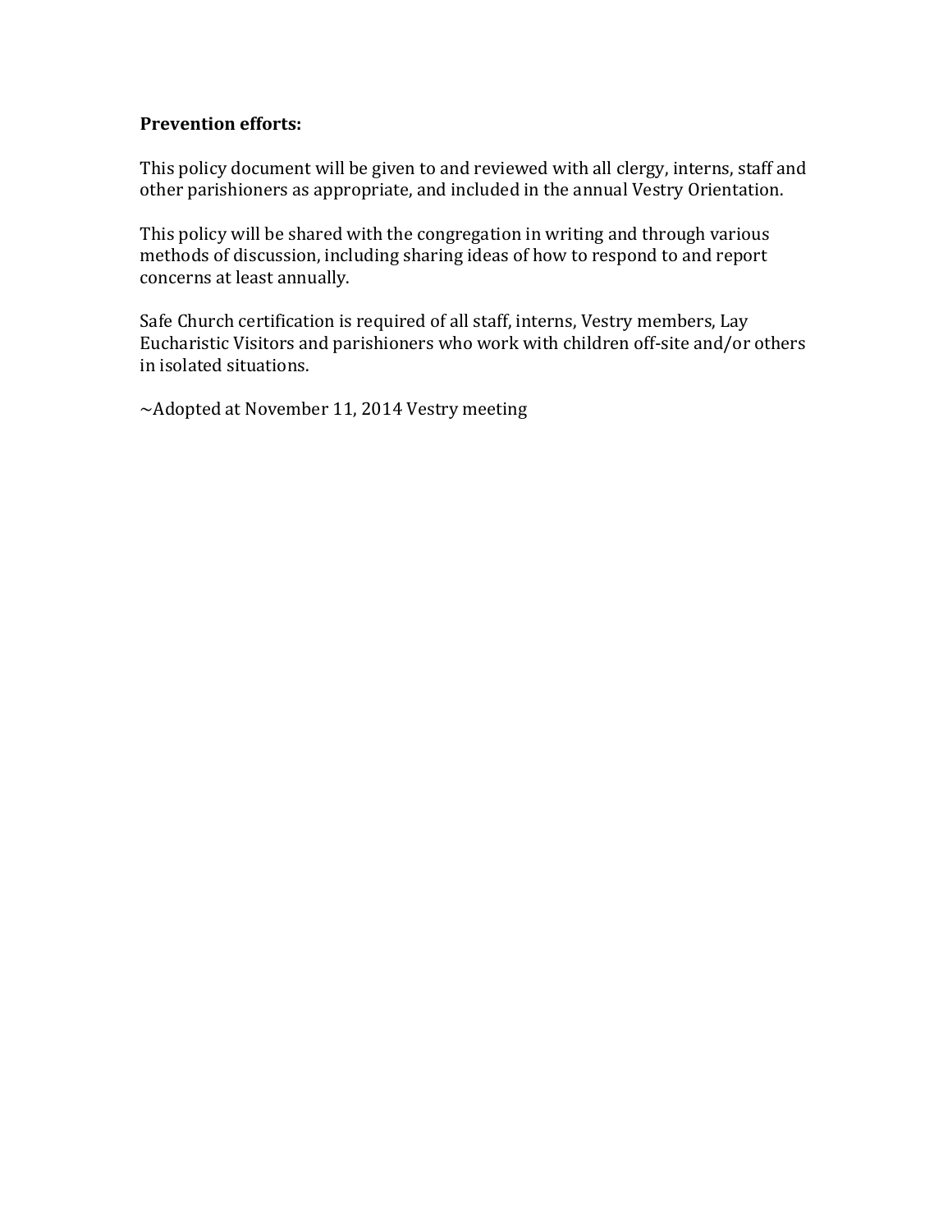**Prevention efforts:**

This policy document will be given to and reviewed with all clergy, interns, staff and other parishioners as appropriate, and included in the annual Vestry Orientation.

This policy will be shared with the congregation in writing and through various methods of discussion, including sharing ideas of how to respond to and report concerns at least annually.

Safe Church certification is required of all staff, interns, Vestry members, Lay Eucharistic Visitors and parishioners who work with children off-site and/or others in isolated situations.

~Adopted at November 11, 2014 Vestry meeting